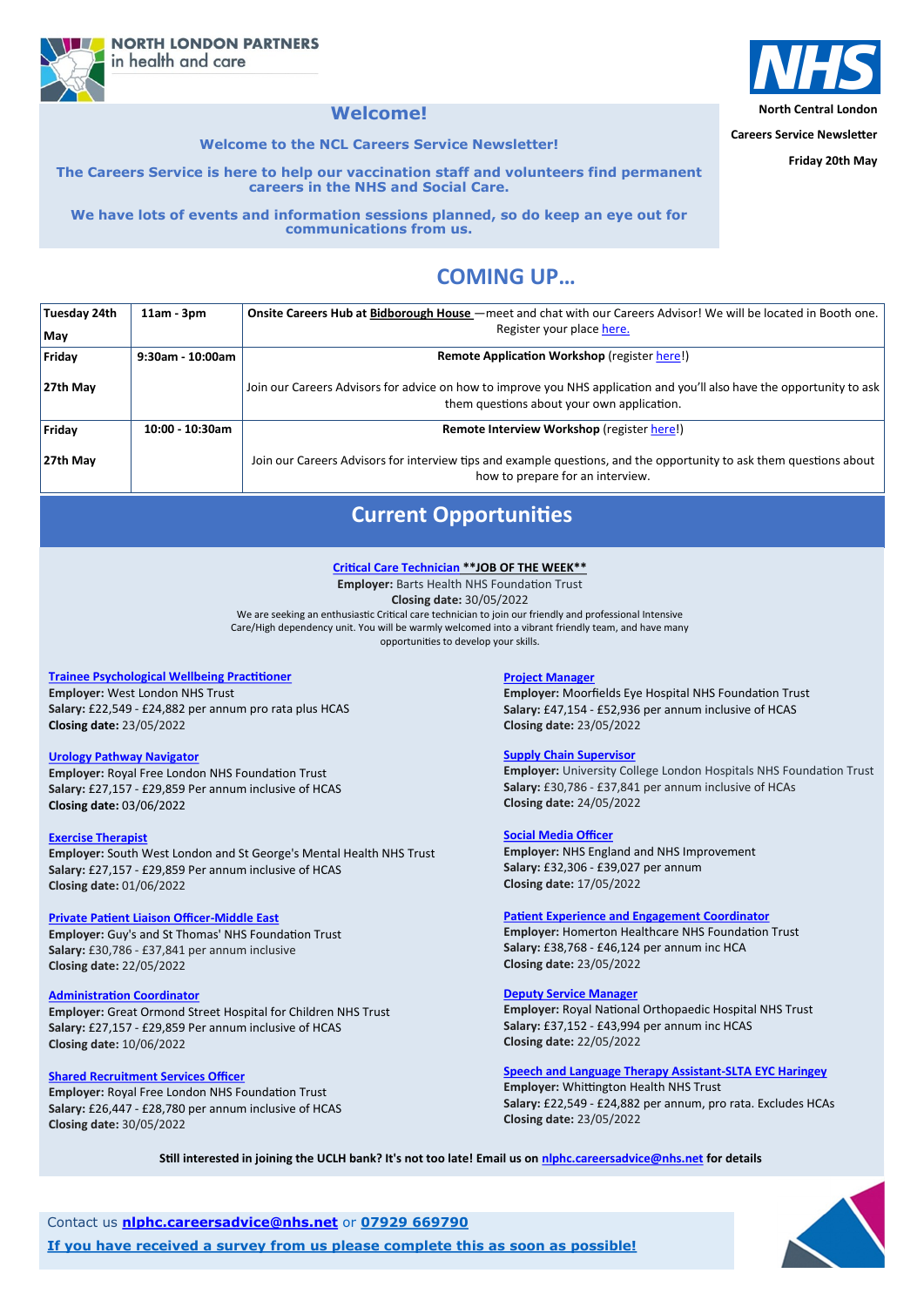NORTH LONDON PARTNERS
in health and care

NHS
North Central London

Careers Service Newsletter

Friday 20th May

# Welcome!

**Welcome to the NCL Careers Service Newsletter!**

**The Careers Service is here to help our vaccination staff and volunteers find permanent careers in the NHS and Social Care.**

**We have lots of events and information sessions planned, so do keep an eye out for communications from us.**

## COMING UP…

| Date | Time | Event |
| --- | --- | --- |
| **Tuesday 24th May** | **11am - 3pm** | **Onsite Careers Hub at Bidborough House** —meet and chat with our Careers Advisor! We will be located in Booth one. Register your place here. |
| **Friday 27th May** | **9:30am - 10:00am** | **Remote Application Workshop** (register here!) Join our Careers Advisors for advice on how to improve you NHS application and you'll also have the opportunity to ask them questions about your own application. |
| **Friday 27th May** | **10:00 - 10:30am** | **Remote Interview Workshop** (register here!) Join our Careers Advisors for interview tips and example questions, and the opportunity to ask them questions about how to prepare for an interview. |

## Current Opportunities

**Critical Care Technician \*\*JOB OF THE WEEK\*\***
**Employer:** Barts Health NHS Foundation Trust
**Closing date:** 30/05/2022
We are seeking an enthusiastic Critical care technician to join our friendly and professional Intensive Care/High dependency unit. You will be warmly welcomed into a vibrant friendly team, and have many opportunities to develop your skills.

**Trainee Psychological Wellbeing Practitioner**
**Employer:** West London NHS Trust
**Salary:** £22,549 - £24,882 per annum pro rata plus HCAS
**Closing date:** 23/05/2022

**Urology Pathway Navigator**
**Employer:** Royal Free London NHS Foundation Trust
**Salary:** £27,157 - £29,859 Per annum inclusive of HCAS
**Closing date:** 03/06/2022

**Exercise Therapist**
**Employer:** South West London and St George's Mental Health NHS Trust
**Salary:** £27,157 - £29,859 Per annum inclusive of HCAS
**Closing date:** 01/06/2022

**Private Patient Liaison Officer-Middle East**
**Employer:** Guy's and St Thomas' NHS Foundation Trust
**Salary:** £30,786 - £37,841 per annum inclusive
**Closing date:** 22/05/2022

**Administration Coordinator**
**Employer:** Great Ormond Street Hospital for Children NHS Trust
**Salary:** £27,157 - £29,859 Per annum inclusive of HCAS
**Closing date:** 10/06/2022

**Shared Recruitment Services Officer**
**Employer:** Royal Free London NHS Foundation Trust
**Salary:** £26,447 - £28,780 per annum inclusive of HCAS
**Closing date:** 30/05/2022

**Project Manager**
**Employer:** Moorfields Eye Hospital NHS Foundation Trust
**Salary:** £47,154 - £52,936 per annum inclusive of HCAS
**Closing date:** 23/05/2022

**Supply Chain Supervisor**
**Employer:** University College London Hospitals NHS Foundation Trust
**Salary:** £30,786 - £37,841 per annum inclusive of HCAs
**Closing date:** 24/05/2022

**Social Media Officer**
**Employer:** NHS England and NHS Improvement
**Salary:** £32,306 - £39,027 per annum
**Closing date:** 17/05/2022

**Patient Experience and Engagement Coordinator**
**Employer:** Homerton Healthcare NHS Foundation Trust
**Salary:** £38,768 - £46,124 per annum inc HCA
**Closing date:** 23/05/2022

**Deputy Service Manager**
**Employer:** Royal National Orthopaedic Hospital NHS Trust
**Salary:** £37,152 - £43,994 per annum inc HCAS
**Closing date:** 22/05/2022

**Speech and Language Therapy Assistant-SLTA EYC Haringey**
**Employer:** Whittington Health NHS Trust
**Salary:** £22,549 - £24,882 per annum, pro rata. Excludes HCAs
**Closing date:** 23/05/2022

**Still interested in joining the UCLH bank? It's not too late! Email us on nlphc.careersadvice@nhs.net for details**

Contact us **nlphc.careersadvice@nhs.net** or **07929 669790**

**If you have received a survey from us please complete this as soon as possible!**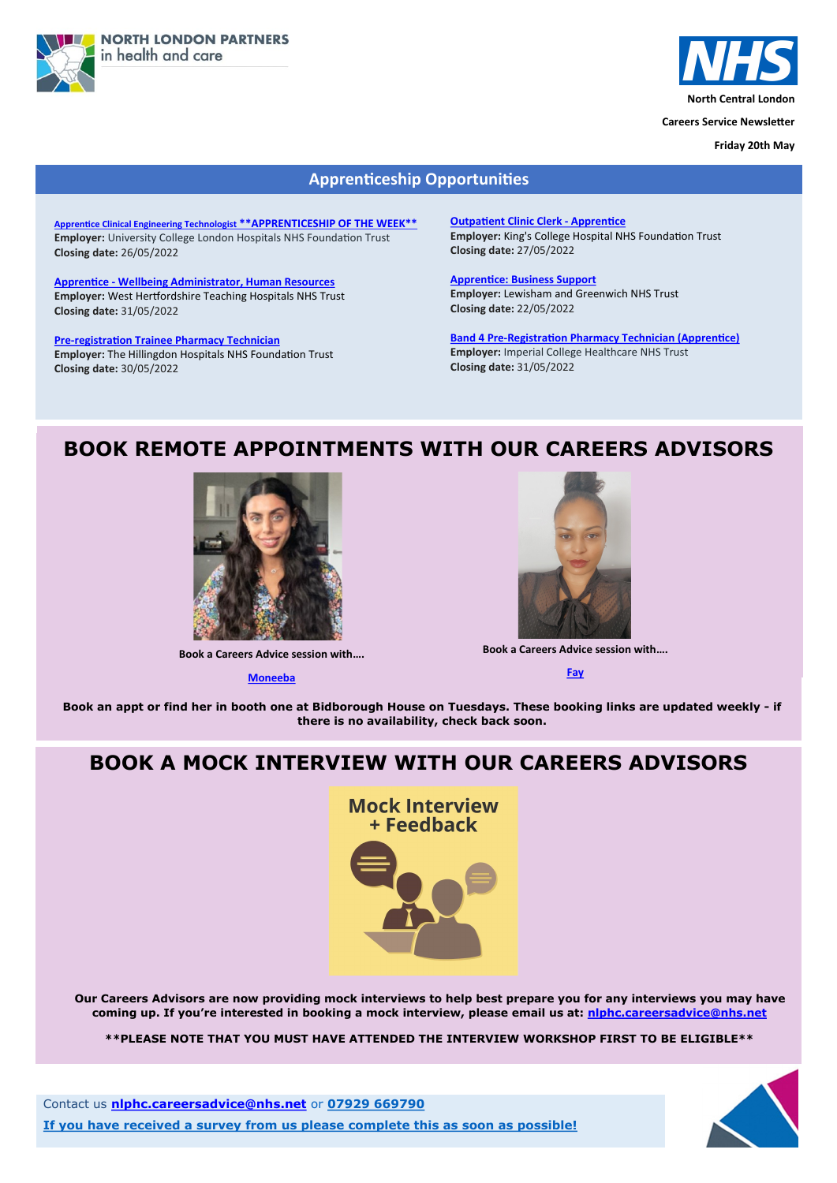NORTH LONDON PARTNERS in health and care

North Central London

Careers Service Newsletter

Friday 20th May

## Apprenticeship Opportunities

**Apprentice Clinical Engineering Technologist \*\*APPRENTICESHIP OF THE WEEK\*\***
**Employer:** University College London Hospitals NHS Foundation Trust
**Closing date:** 26/05/2022

**Apprentice - Wellbeing Administrator, Human Resources**
**Employer:** West Hertfordshire Teaching Hospitals NHS Trust
**Closing date:** 31/05/2022

**Pre-registration Trainee Pharmacy Technician**
**Employer:** The Hillingdon Hospitals NHS Foundation Trust
**Closing date:** 30/05/2022

**Outpatient Clinic Clerk - Apprentice**
**Employer:** King's College Hospital NHS Foundation Trust
**Closing date:** 27/05/2022

**Apprentice: Business Support**
**Employer:** Lewisham and Greenwich NHS Trust
**Closing date:** 22/05/2022

**Band 4 Pre-Registration Pharmacy Technician (Apprentice)**
**Employer:** Imperial College Healthcare NHS Trust
**Closing date:** 31/05/2022

## BOOK REMOTE APPOINTMENTS WITH OUR CAREERS ADVISORS

**Book a Careers Advice session with….**

**Moneeba**

**Book a Careers Advice session with….**

**Fay**

**Book an appt or find her in booth one at Bidborough House on Tuesdays. These booking links are updated weekly - if there is no availability, check back soon.**

## BOOK A MOCK INTERVIEW WITH OUR CAREERS ADVISORS

**Our Careers Advisors are now providing mock interviews to help best prepare you for any interviews you may have coming up. If you're interested in booking a mock interview, please email us at: nlphc.careersadvice@nhs.net**

**\*\*PLEASE NOTE THAT YOU MUST HAVE ATTENDED THE INTERVIEW WORKSHOP FIRST TO BE ELIGIBLE\*\***

Contact us **nlphc.careersadvice@nhs.net** or **07929 669790**

**If you have received a survey from us please complete this as soon as possible!**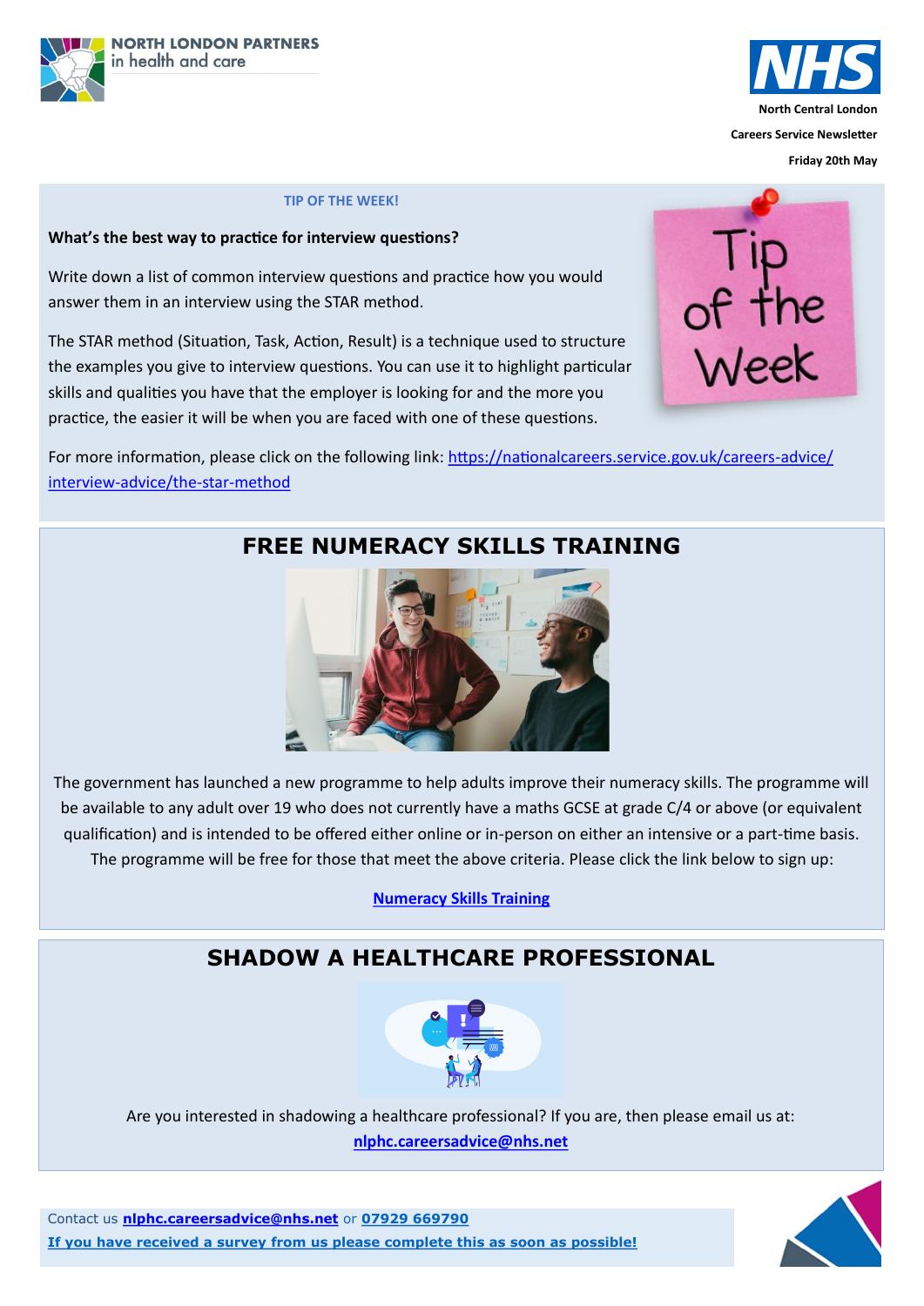NORTH LONDON PARTNERS in health and care

North Central London

Careers Service Newsletter

Friday 20th May

## TIP OF THE WEEK!

**What's the best way to practice for interview questions?**

Write down a list of common interview questions and practice how you would answer them in an interview using the STAR method.

The STAR method (Situation, Task, Action, Result) is a technique used to structure the examples you give to interview questions. You can use it to highlight particular skills and qualities you have that the employer is looking for and the more you practice, the easier it will be when you are faced with one of these questions.

For more information, please click on the following link: https://nationalcareers.service.gov.uk/careers-advice/interview-advice/the-star-method

## FREE NUMERACY SKILLS TRAINING

The government has launched a new programme to help adults improve their numeracy skills. The programme will be available to any adult over 19 who does not currently have a maths GCSE at grade C/4 or above (or equivalent qualification) and is intended to be offered either online or in-person on either an intensive or a part-time basis. The programme will be free for those that meet the above criteria. Please click the link below to sign up:

**Numeracy Skills Training**

## SHADOW A HEALTHCARE PROFESSIONAL

Are you interested in shadowing a healthcare professional? If you are, then please email us at:
**nlphc.careersadvice@nhs.net**

Contact us **nlphc.careersadvice@nhs.net** or **07929 669790**
**If you have received a survey from us please complete this as soon as possible!**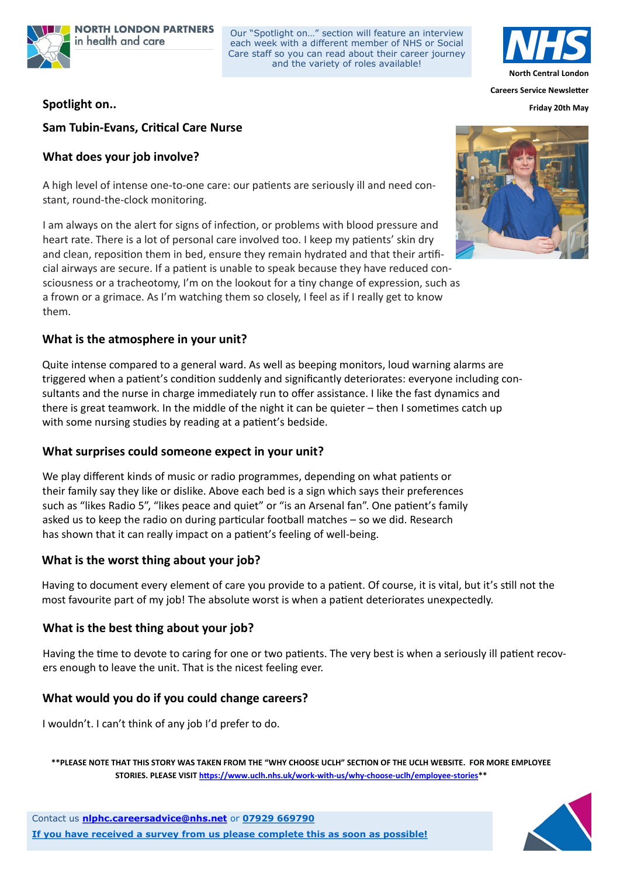NORTH LONDON PARTNERS in health and care

Our "Spotlight on…" section will feature an interview each week with a different member of NHS or Social Care staff so you can read about their career journey and the variety of roles available!

NHS North Central London

Careers Service Newsletter

Friday 20th May

## Spotlight on..

## Sam Tubin-Evans, Critical Care Nurse

### What does your job involve?

A high level of intense one-to-one care: our patients are seriously ill and need constant, round-the-clock monitoring.

I am always on the alert for signs of infection, or problems with blood pressure and heart rate. There is a lot of personal care involved too. I keep my patients' skin dry and clean, reposition them in bed, ensure they remain hydrated and that their artificial airways are secure. If a patient is unable to speak because they have reduced consciousness or a tracheotomy, I'm on the lookout for a tiny change of expression, such as a frown or a grimace. As I'm watching them so closely, I feel as if I really get to know them.

### What is the atmosphere in your unit?

Quite intense compared to a general ward. As well as beeping monitors, loud warning alarms are triggered when a patient's condition suddenly and significantly deteriorates: everyone including consultants and the nurse in charge immediately run to offer assistance. I like the fast dynamics and there is great teamwork. In the middle of the night it can be quieter – then I sometimes catch up with some nursing studies by reading at a patient's bedside.

### What surprises could someone expect in your unit?

We play different kinds of music or radio programmes, depending on what patients or their family say they like or dislike. Above each bed is a sign which says their preferences such as "likes Radio 5", "likes peace and quiet" or "is an Arsenal fan". One patient's family asked us to keep the radio on during particular football matches – so we did. Research has shown that it can really impact on a patient's feeling of well-being.

### What is the worst thing about your job?

Having to document every element of care you provide to a patient. Of course, it is vital, but it's still not the most favourite part of my job! The absolute worst is when a patient deteriorates unexpectedly.

### What is the best thing about your job?

Having the time to devote to caring for one or two patients. The very best is when a seriously ill patient recovers enough to leave the unit. That is the nicest feeling ever.

### What would you do if you could change careers?

I wouldn't. I can't think of any job I'd prefer to do.

**\*\*PLEASE NOTE THAT THIS STORY WAS TAKEN FROM THE "WHY CHOOSE UCLH" SECTION OF THE UCLH WEBSITE. FOR MORE EMPLOYEE STORIES. PLEASE VISIT https://www.uclh.nhs.uk/work-with-us/why-choose-uclh/employee-stories\*\***

Contact us **nlphc.careersadvice@nhs.net** or **07929 669790**

**If you have received a survey from us please complete this as soon as possible!**